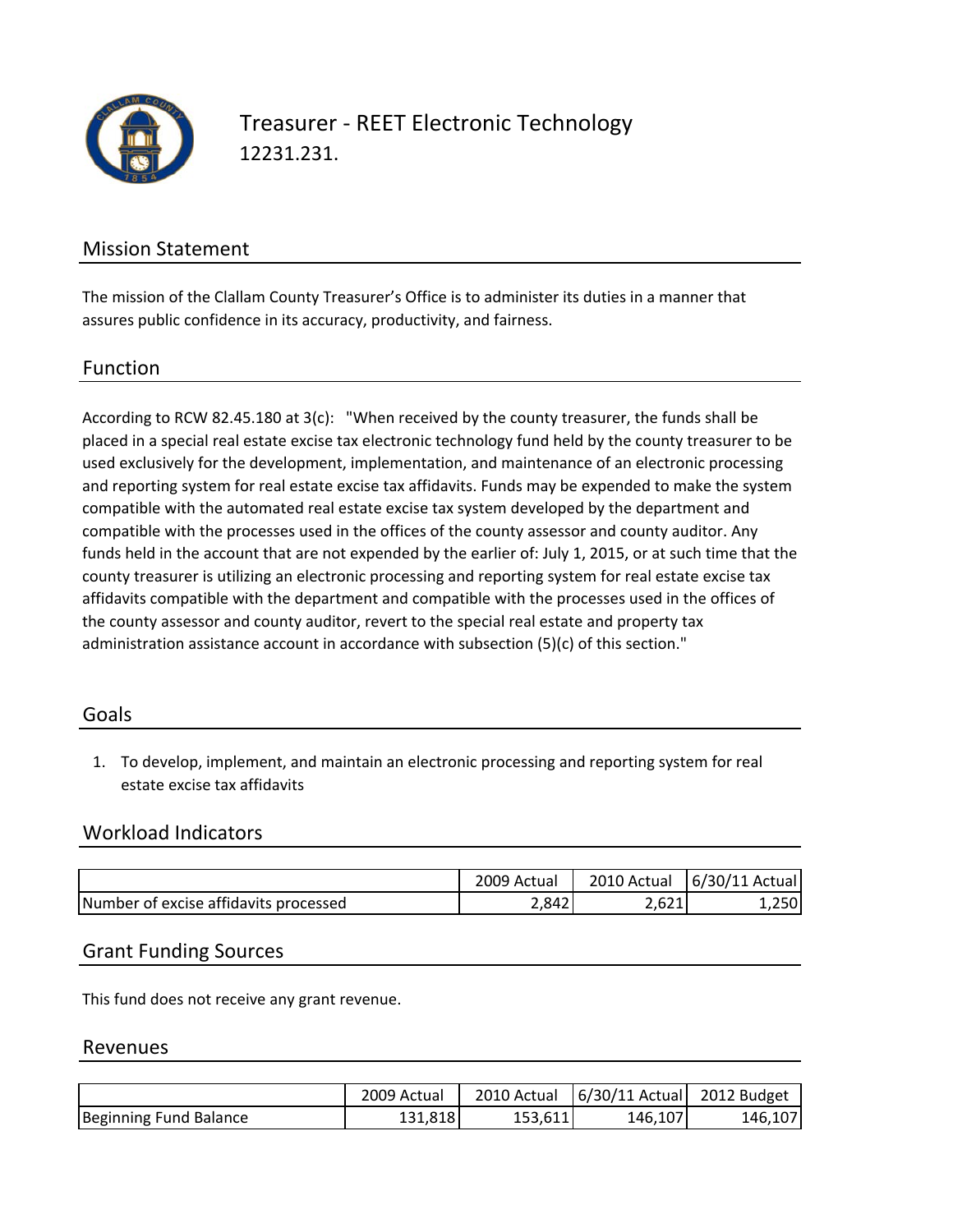# Treasurer - REET Electronic Technology

12231.231.

## Mission Statement

The mission of the Clallam County Treasurer's Office is to administer its duties in a manner that assures public confidence in its accuracy, productivity, and fairness.

## Function

According to RCW 82.45.180 at 3(c): "When received by the county treasurer, the funds shall be placed in a special real estate excise tax electronic technology fund held by the county treasurer to be used exclusively for the development, implementation, and maintenance of an electronic processing and reporting system for real estate excise tax affidavits. Funds may be expended to make the system compatible with the automated real estate excise tax system developed by the department and compatible with the processes used in the offices of the county assessor and county auditor. Any funds held in the account that are not expended by the earlier of: July 1, 2015, or at such time that the county treasurer is utilizing an electronic processing and reporting system for real estate excise tax affidavits compatible with the department and compatible with the processes used in the offices of the county assessor and county auditor, revert to the special real estate and property tax administration assistance account in accordance with subsection (5)(c) of this section."

## Goals

1. To develop, implement, and maintain an electronic processing and reporting system for real estate excise tax affidavits

## Workload Indicators

| | 2009 Actual | 2010 Actual | 6/30/11 Actual |
|---|---|---|---|
| Number of excise affidavits processed | 2,842 | 2,621 | 1,250 |

## Grant Funding Sources

This fund does not receive any grant revenue.

## Revenues

| | 2009 Actual | 2010 Actual | 6/30/11 Actual | 2012 Budget |
|---|---|---|---|---|
| Beginning Fund Balance | 131,818 | 153,611 | 146,107 | 146,107 |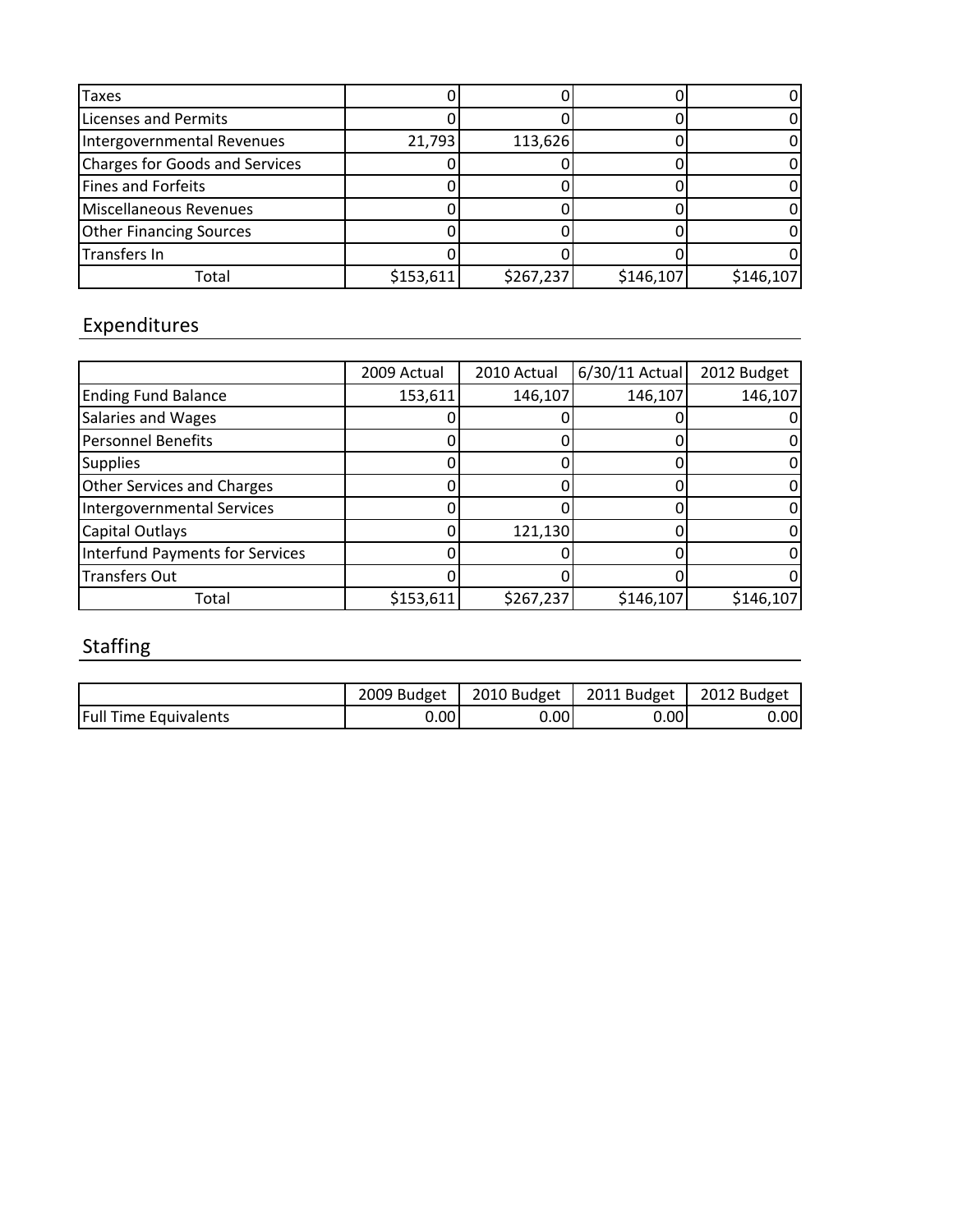| | | | | |
|---|---|---|---|---|
| Taxes | 0 | 0 | 0 | 0 |
| Licenses and Permits | 0 | 0 | 0 | 0 |
| Intergovernmental Revenues | 21,793 | 113,626 | 0 | 0 |
| Charges for Goods and Services | 0 | 0 | 0 | 0 |
| Fines and Forfeits | 0 | 0 | 0 | 0 |
| Miscellaneous Revenues | 0 | 0 | 0 | 0 |
| Other Financing Sources | 0 | 0 | 0 | 0 |
| Transfers In | 0 | 0 | 0 | 0 |
| Total | $153,611 | $267,237 | $146,107 | $146,107 |

## Expenditures

| | 2009 Actual | 2010 Actual | 6/30/11 Actual | 2012 Budget |
|---|---|---|---|---|
| Ending Fund Balance | 153,611 | 146,107 | 146,107 | 146,107 |
| Salaries and Wages | 0 | 0 | 0 | 0 |
| Personnel Benefits | 0 | 0 | 0 | 0 |
| Supplies | 0 | 0 | 0 | 0 |
| Other Services and Charges | 0 | 0 | 0 | 0 |
| Intergovernmental Services | 0 | 0 | 0 | 0 |
| Capital Outlays | 0 | 121,130 | 0 | 0 |
| Interfund Payments for Services | 0 | 0 | 0 | 0 |
| Transfers Out | 0 | 0 | 0 | 0 |
| Total | $153,611 | $267,237 | $146,107 | $146,107 |

## Staffing

| | 2009 Budget | 2010 Budget | 2011 Budget | 2012 Budget |
|---|---|---|---|---|
| Full Time Equivalents | 0.00 | 0.00 | 0.00 | 0.00 |